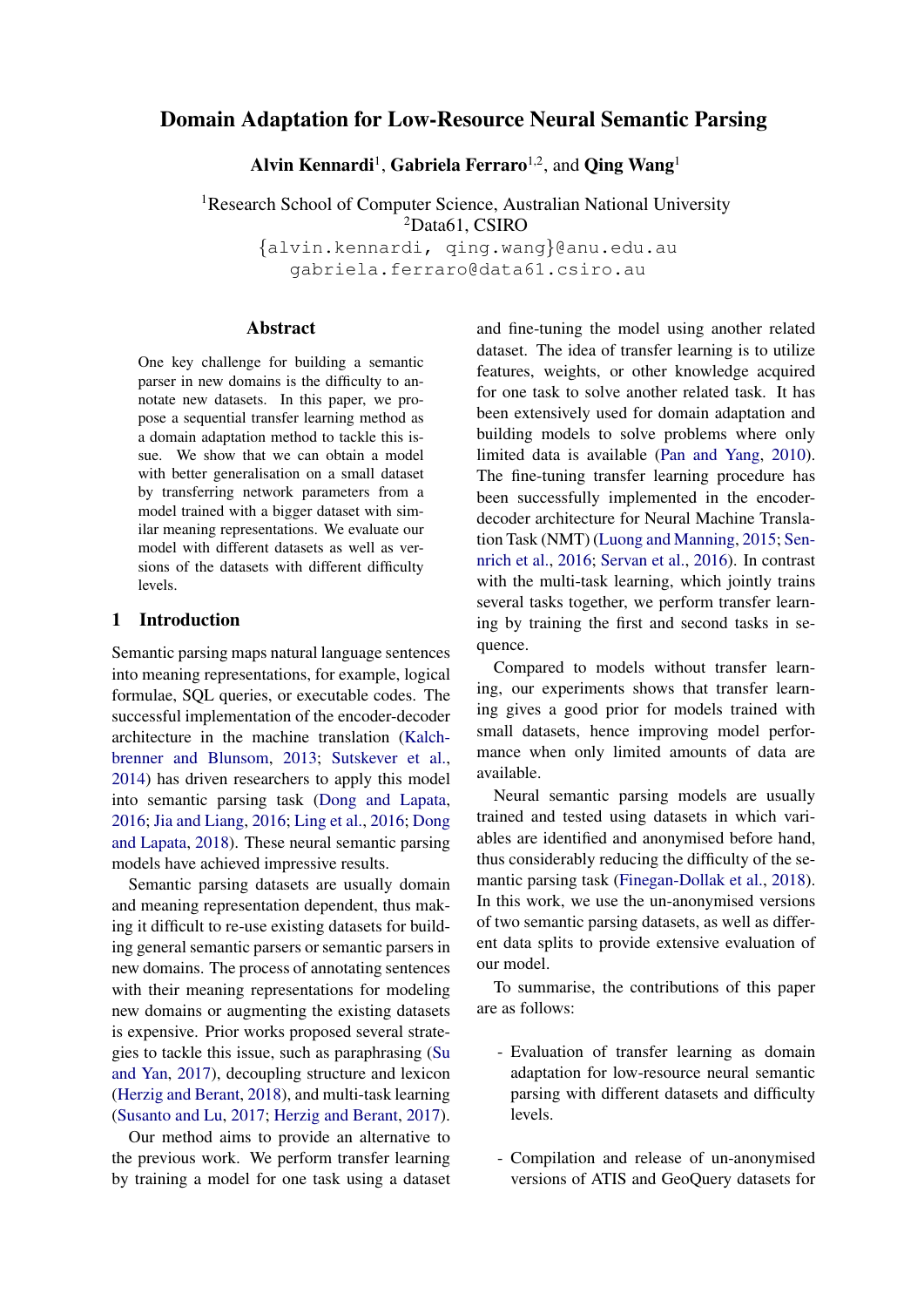# Domain Adaptation for Low-Resource Neural Semantic Parsing

**Alvin Kennardi**[1], **Gabriela Ferraro**[1,2], and **Qing Wang**[1]

[1]Research School of Computer Science, Australian National University
[2]Data61, CSIRO

{alvin.kennardi, qing.wang}@anu.edu.au
gabriela.ferraro@data61.csiro.au

## Abstract

One key challenge for building a semantic parser in new domains is the difficulty to annotate new datasets. In this paper, we propose a sequential transfer learning method as a domain adaptation method to tackle this issue. We show that we can obtain a model with better generalisation on a small dataset by transferring network parameters from a model trained with a bigger dataset with similar meaning representations. We evaluate our model with different datasets as well as versions of the datasets with different difficulty levels.

## 1 Introduction

Semantic parsing maps natural language sentences into meaning representations, for example, logical formulae, SQL queries, or executable codes. The successful implementation of the encoder-decoder architecture in the machine translation (Kalchbrenner and Blunsom, 2013; Sutskever et al., 2014) has driven researchers to apply this model into semantic parsing task (Dong and Lapata, 2016; Jia and Liang, 2016; Ling et al., 2016; Dong and Lapata, 2018). These neural semantic parsing models have achieved impressive results.

Semantic parsing datasets are usually domain and meaning representation dependent, thus making it difficult to re-use existing datasets for building general semantic parsers or semantic parsers in new domains. The process of annotating sentences with their meaning representations for modeling new domains or augmenting the existing datasets is expensive. Prior works proposed several strategies to tackle this issue, such as paraphrasing (Su and Yan, 2017), decoupling structure and lexicon (Herzig and Berant, 2018), and multi-task learning (Susanto and Lu, 2017; Herzig and Berant, 2017).

Our method aims to provide an alternative to the previous work. We perform transfer learning by training a model for one task using a dataset and fine-tuning the model using another related dataset. The idea of transfer learning is to utilize features, weights, or other knowledge acquired for one task to solve another related task. It has been extensively used for domain adaptation and building models to solve problems where only limited data is available (Pan and Yang, 2010). The fine-tuning transfer learning procedure has been successfully implemented in the encoder-decoder architecture for Neural Machine Translation Task (NMT) (Luong and Manning, 2015; Sennrich et al., 2016; Servan et al., 2016). In contrast with the multi-task learning, which jointly trains several tasks together, we perform transfer learning by training the first and second tasks in sequence.

Compared to models without transfer learning, our experiments shows that transfer learning gives a good prior for models trained with small datasets, hence improving model performance when only limited amounts of data are available.

Neural semantic parsing models are usually trained and tested using datasets in which variables are identified and anonymised before hand, thus considerably reducing the difficulty of the semantic parsing task (Finegan-Dollak et al., 2018). In this work, we use the un-anonymised versions of two semantic parsing datasets, as well as different data splits to provide extensive evaluation of our model.

To summarise, the contributions of this paper are as follows:

- Evaluation of transfer learning as domain adaptation for low-resource neural semantic parsing with different datasets and difficulty levels.

- Compilation and release of un-anonymised versions of ATIS and GeoQuery datasets for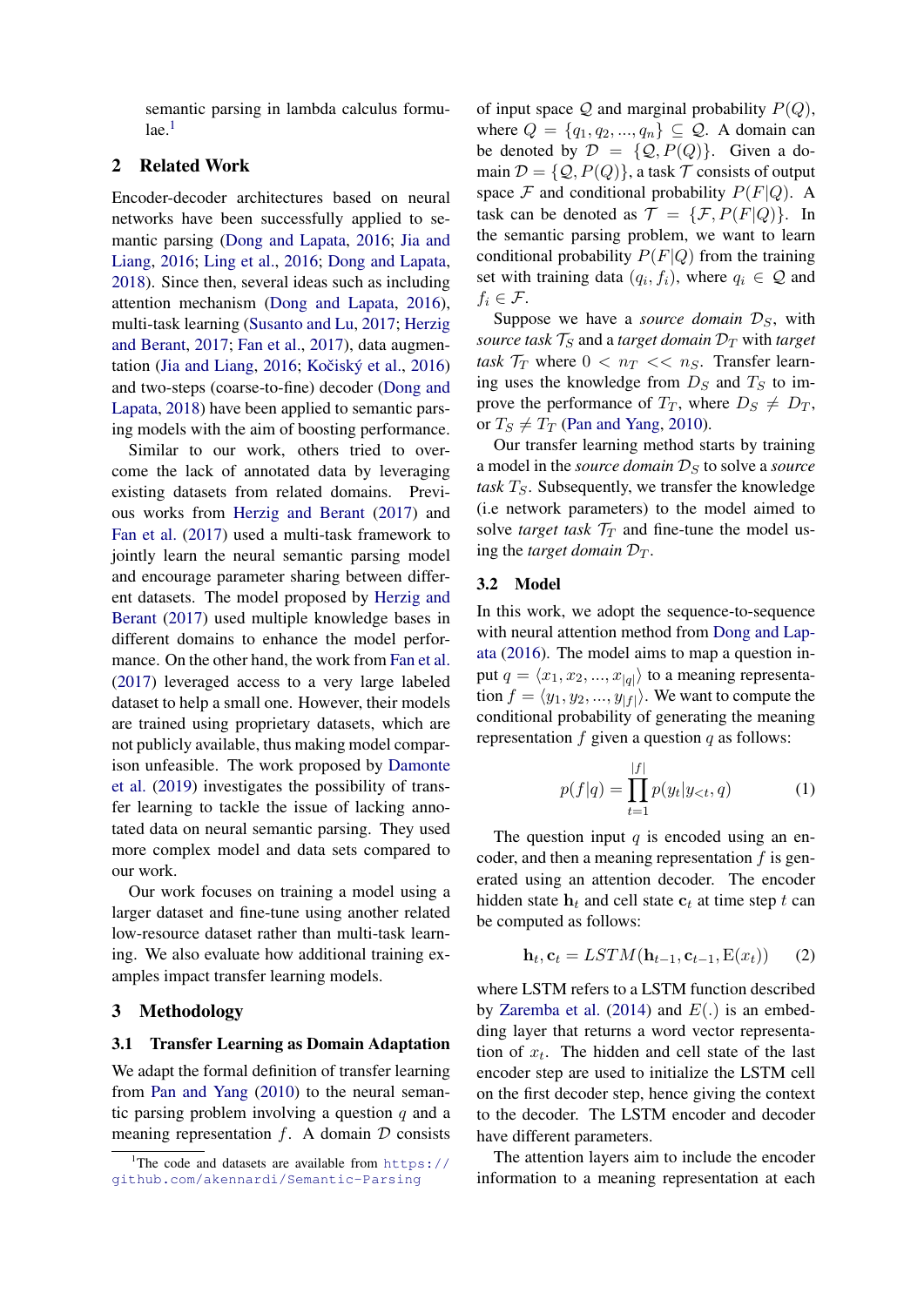semantic parsing in lambda calculus formulae.[1]

## 2 Related Work

Encoder-decoder architectures based on neural networks have been successfully applied to semantic parsing (Dong and Lapata, 2016; Jia and Liang, 2016; Ling et al., 2016; Dong and Lapata, 2018). Since then, several ideas such as including attention mechanism (Dong and Lapata, 2016), multi-task learning (Susanto and Lu, 2017; Herzig and Berant, 2017; Fan et al., 2017), data augmentation (Jia and Liang, 2016; Kočiský et al., 2016) and two-steps (coarse-to-fine) decoder (Dong and Lapata, 2018) have been applied to semantic parsing models with the aim of boosting performance.

Similar to our work, others tried to overcome the lack of annotated data by leveraging existing datasets from related domains. Previous works from Herzig and Berant (2017) and Fan et al. (2017) used a multi-task framework to jointly learn the neural semantic parsing model and encourage parameter sharing between different datasets. The model proposed by Herzig and Berant (2017) used multiple knowledge bases in different domains to enhance the model performance. On the other hand, the work from Fan et al. (2017) leveraged access to a very large labeled dataset to help a small one. However, their models are trained using proprietary datasets, which are not publicly available, thus making model comparison unfeasible. The work proposed by Damonte et al. (2019) investigates the possibility of transfer learning to tackle the issue of lacking annotated data on neural semantic parsing. They used more complex model and data sets compared to our work.

Our work focuses on training a model using a larger dataset and fine-tune using another related low-resource dataset rather than multi-task learning. We also evaluate how additional training examples impact transfer learning models.

## 3 Methodology

### 3.1 Transfer Learning as Domain Adaptation

We adapt the formal definition of transfer learning from Pan and Yang (2010) to the neural semantic parsing problem involving a question $q$ and a meaning representation $f$. A domain $\mathcal{D}$ consists of input space $\mathcal{Q}$ and marginal probability $P(Q)$, where $Q = \{q_1, q_2, ..., q_n\} \subseteq \mathcal{Q}$. A domain can be denoted by $\mathcal{D} = \{\mathcal{Q}, P(Q)\}$. Given a domain $\mathcal{D} = \{\mathcal{Q}, P(Q)\}$, a task $\mathcal{T}$ consists of output space $\mathcal{F}$ and conditional probability $P(F|Q)$. A task can be denoted as $\mathcal{T} = \{\mathcal{F}, P(F|Q)\}$. In the semantic parsing problem, we want to learn conditional probability $P(F|Q)$ from the training set with training data $(q_i, f_i)$, where $q_i \in \mathcal{Q}$ and $f_i \in \mathcal{F}$.

Suppose we have a *source domain* $\mathcal{D}_S$, with *source task* $\mathcal{T}_S$ and a *target domain* $\mathcal{D}_T$ with *target task* $\mathcal{T}_T$ where $0 < n_T << n_S$. Transfer learning uses the knowledge from $D_S$ and $T_S$ to improve the performance of $T_T$, where $D_S \neq D_T$, or $T_S \neq T_T$ (Pan and Yang, 2010).

Our transfer learning method starts by training a model in the *source domain* $\mathcal{D}_S$ to solve a *source task* $T_S$. Subsequently, we transfer the knowledge (i.e network parameters) to the model aimed to solve *target task* $\mathcal{T}_T$ and fine-tune the model using the *target domain* $\mathcal{D}_T$.

### 3.2 Model

In this work, we adopt the sequence-to-sequence with neural attention method from Dong and Lapata (2016). The model aims to map a question input $q = \langle x_1, x_2, ..., x_{|q|} \rangle$ to a meaning representation $f = \langle y_1, y_2, ..., y_{|f|} \rangle$. We want to compute the conditional probability of generating the meaning representation $f$ given a question $q$ as follows:

$$p(f|q) = \prod_{t=1}^{|f|} p(y_t | y_{<t}, q) \tag{1}$$

The question input $q$ is encoded using an encoder, and then a meaning representation $f$ is generated using an attention decoder. The encoder hidden state $\mathbf{h}_t$ and cell state $\mathbf{c}_t$ at time step $t$ can be computed as follows:

$$\mathbf{h}_t, \mathbf{c}_t = LSTM(\mathbf{h}_{t-1}, \mathbf{c}_{t-1}, \mathrm{E}(x_t)) \tag{2}$$

where LSTM refers to a LSTM function described by Zaremba et al. (2014) and $E(.)$ is an embedding layer that returns a word vector representation of $x_t$. The hidden and cell state of the last encoder step are used to initialize the LSTM cell on the first decoder step, hence giving the context to the decoder. The LSTM encoder and decoder have different parameters.

The attention layers aim to include the encoder information to a meaning representation at each

[1] The code and datasets are available from https://github.com/akennardi/Semantic-Parsing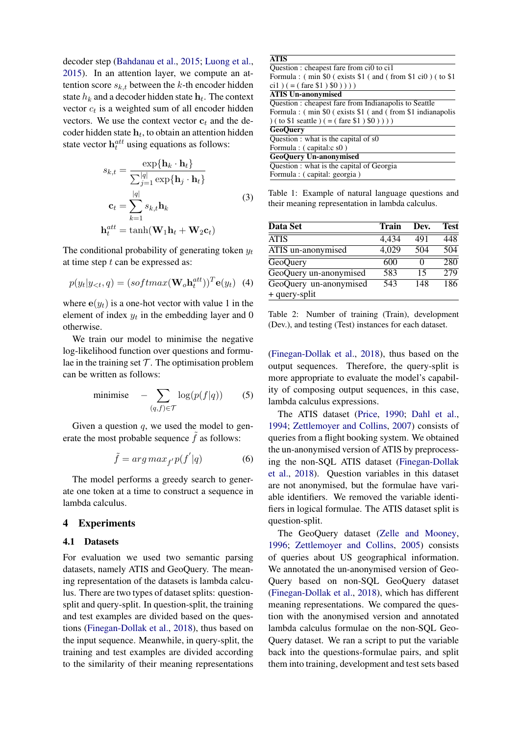decoder step (Bahdanau et al., 2015; Luong et al., 2015). In an attention layer, we compute an attention score $s_{k,t}$ between the $k$-th encoder hidden state $h_k$ and a decoder hidden state $\mathbf{h}_t$. The context vector $c_t$ is a weighted sum of all encoder hidden vectors. We use the context vector $\mathbf{c}_t$ and the decoder hidden state $\mathbf{h}_t$, to obtain an attention hidden state vector $\mathbf{h}_t^{att}$ using equations as follows:

$$
\begin{aligned}
s_{k,t} &= \frac{\exp\{\mathbf{h}_k \cdot \mathbf{h}_t\}}{\sum_{j=1}^{|q|} \exp\{\mathbf{h}_j \cdot \mathbf{h}_t\}} \\
\mathbf{c}_t &= \sum_{k=1}^{|q|} s_{k,t} \mathbf{h}_k \\
\mathbf{h}_t^{att} &= \tanh(\mathbf{W}_1 \mathbf{h}_t + \mathbf{W}_2 \mathbf{c}_t)
\end{aligned} \tag{3}
$$

The conditional probability of generating token $y_t$ at time step $t$ can be expressed as:

$$
p(y_t|y_{<t}, q) = (softmax(\mathbf{W}_o \mathbf{h}_t^{att}))^T \mathbf{e}(y_t) \tag{4}
$$

where $\mathbf{e}(y_t)$ is a one-hot vector with value 1 in the element of index $y_t$ in the embedding layer and 0 otherwise.

We train our model to minimise the negative log-likelihood function over questions and formulae in the training set $\mathcal{T}$. The optimisation problem can be written as follows:

$$
\text{minimise} \quad - \sum_{(q,f) \in \mathcal{T}} \log(p(f|q)) \tag{5}
$$

Given a question $q$, we used the model to generate the most probable sequence $\tilde{f}$ as follows:

$$
\tilde{f} = arg\,max_{f'}\, p(f'|q) \tag{6}
$$

The model performs a greedy search to generate one token at a time to construct a sequence in lambda calculus.

## 4 Experiments

### 4.1 Datasets

For evaluation we used two semantic parsing datasets, namely ATIS and GeoQuery. The meaning representation of the datasets is lambda calculus. There are two types of dataset splits: question-split and query-split. In question-split, the training and test examples are divided based on the questions (Finegan-Dollak et al., 2018), thus based on the input sequence. Meanwhile, in query-split, the training and test examples are divided according to the similarity of their meaning representations (Finegan-Dollak et al., 2018), thus based on the output sequences. Therefore, the query-split is more appropriate to evaluate the model's capability of composing output sequences, in this case, lambda calculus expressions.

| **ATIS** |
|---|
| Question : cheapest fare from ci0 to ci1 |
| Formula : ( min $0 ( exists $1 ( and ( from $1 ci0 ) ( to $1 ci1 ) ( = ( fare $1 ) $0 ) ) ) ) |
| **ATIS Un-anonymised** |
| Question : cheapest fare from Indianapolis to Seattle |
| Formula : ( min $0 ( exists $1 ( and ( from $1 indianapolis ) ( to $1 seattle ) ( = ( fare $1 ) $0 ) ) ) ) |
| **GeoQuery** |
| Question : what is the capital of s0 |
| Formula : ( capital:c s0 ) |
| **GeoQuery Un-anonymised** |
| Question : what is the capital of Georgia |
| Formula : ( capital: georgia ) |

Table 1: Example of natural language questions and their meaning representation in lambda calculus.

| Data Set | Train | Dev. | Test |
|---|---|---|---|
| ATIS | 4,434 | 491 | 448 |
| ATIS un-anonymised | 4,029 | 504 | 504 |
| GeoQuery | 600 | 0 | 280 |
| GeoQuery un-anonymised | 583 | 15 | 279 |
| GeoQuery un-anonymised + query-split | 543 | 148 | 186 |

Table 2: Number of training (Train), development (Dev.), and testing (Test) instances for each dataset.

The ATIS dataset (Price, 1990; Dahl et al., 1994; Zettlemoyer and Collins, 2007) consists of queries from a flight booking system. We obtained the un-anonymised version of ATIS by preprocessing the non-SQL ATIS dataset (Finegan-Dollak et al., 2018). Question variables in this dataset are not anonymised, but the formulae have variable identifiers. We removed the variable identifiers in logical formulae. The ATIS dataset split is question-split.

The GeoQuery dataset (Zelle and Mooney, 1996; Zettlemoyer and Collins, 2005) consists of queries about US geographical information. We annotated the un-anonymised version of GeoQuery based on non-SQL GeoQuery dataset (Finegan-Dollak et al., 2018), which has different meaning representations. We compared the question with the anonymised version and annotated lambda calculus formulae on the non-SQL GeoQuery dataset. We ran a script to put the variable back into the questions-formulae pairs, and split them into training, development and test sets based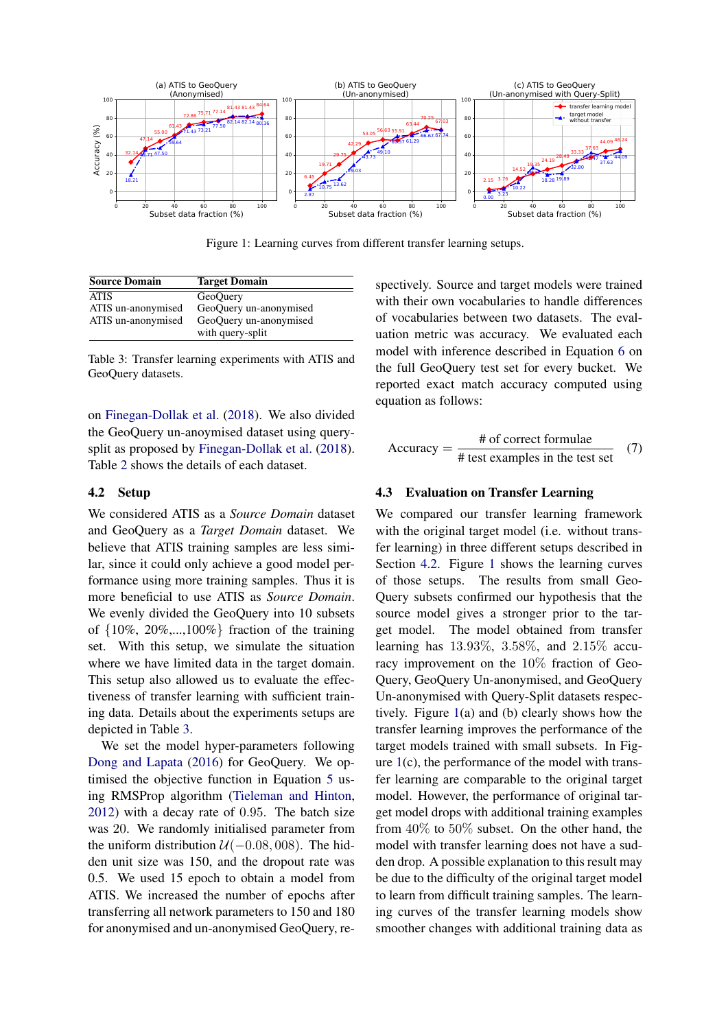Figure 1: Learning curves from different transfer learning setups.

| Source Domain | Target Domain |
| --- | --- |
| ATIS | GeoQuery |
| ATIS un-anonymised | GeoQuery un-anonymised |
| ATIS un-anonymised | GeoQuery un-anonymised with query-split |

Table 3: Transfer learning experiments with ATIS and GeoQuery datasets.

on Finegan-Dollak et al. (2018). We also divided the GeoQuery un-anoymised dataset using query-split as proposed by Finegan-Dollak et al. (2018). Table 2 shows the details of each dataset.

## 4.2 Setup

We considered ATIS as a *Source Domain* dataset and GeoQuery as a *Target Domain* dataset. We believe that ATIS training samples are less similar, since it could only achieve a good model performance using more training samples. Thus it is more beneficial to use ATIS as *Source Domain*. We evenly divided the GeoQuery into 10 subsets of $\{10\%, 20\%, ..., 100\%\}$ fraction of the training set. With this setup, we simulate the situation where we have limited data in the target domain. This setup also allowed us to evaluate the effectiveness of transfer learning with sufficient training data. Details about the experiments setups are depicted in Table 3.

We set the model hyper-parameters following Dong and Lapata (2016) for GeoQuery. We optimised the objective function in Equation 5 using RMSProp algorithm (Tieleman and Hinton, 2012) with a decay rate of 0.95. The batch size was 20. We randomly initialised parameter from the uniform distribution $\mathcal{U}(-0.08, 008)$. The hidden unit size was 150, and the dropout rate was 0.5. We used 15 epoch to obtain a model from ATIS. We increased the number of epochs after transferring all network parameters to 150 and 180 for anonymised and un-anonymised GeoQuery, respectively. Source and target models were trained with their own vocabularies to handle differences of vocabularies between two datasets. The evaluation metric was accuracy. We evaluated each model with inference described in Equation 6 on the full GeoQuery test set for every bucket. We reported exact match accuracy computed using equation as follows:

$$\text{Accuracy} = \frac{\text{\# of correct formulae}}{\text{\# test examples in the test set}} \quad (7)$$

## 4.3 Evaluation on Transfer Learning

We compared our transfer learning framework with the original target model (i.e. without transfer learning) in three different setups described in Section 4.2. Figure 1 shows the learning curves of those setups. The results from small GeoQuery subsets confirmed our hypothesis that the source model gives a stronger prior to the target model. The model obtained from transfer learning has $13.93\%$, $3.58\%$, and $2.15\%$ accuracy improvement on the $10\%$ fraction of GeoQuery, GeoQuery Un-anonymised, and GeoQuery Un-anonymised with Query-Split datasets respectively. Figure 1(a) and (b) clearly shows how the transfer learning improves the performance of the target models trained with small subsets. In Figure 1(c), the performance of the model with transfer learning are comparable to the original target model. However, the performance of original target model drops with additional training examples from $40\%$ to $50\%$ subset. On the other hand, the model with transfer learning does not have a sudden drop. A possible explanation to this result may be due to the difficulty of the original target model to learn from difficult training samples. The learning curves of the transfer learning models show smoother changes with additional training data as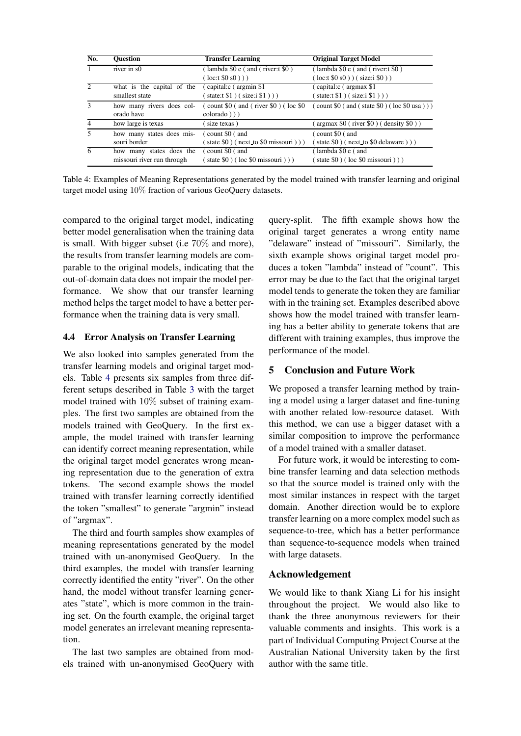| No. | Question | Transfer Learning | Original Target Model |
|---|---|---|---|
| 1 | river in s0 | ( lambda $0 e ( and ( river:t $0 ) ( loc:t $0 s0 ) ) ) | ( lambda $0 e ( and ( river:t $0 ) ( loc:t $0 s0 ) ) ( size:i $0 ) ) |
| 2 | what is the capital of the smallest state | ( capital:c ( argmin $1 ( state:t $1 ) ( size:i $1 ) ) ) | ( capital:c ( argmax $1 ( state:t $1 ) ( size:i $1 ) ) ) |
| 3 | how many rivers does colorado have | ( count $0 ( and ( river $0 ) ( loc $0 colorado ) ) ) | ( count $0 ( and ( state $0 ) ( loc $0 usa ) ) ) |
| 4 | how large is texas | ( size texas ) | ( argmax $0 ( river $0 ) ( density $0 ) ) |
| 5 | how many states does missouri border | ( count $0 ( and ( state $0 ) ( next_to $0 missouri ) ) ) | ( count $0 ( and ( state $0 ) ( next_to $0 delaware ) ) ) |
| 6 | how many states does the missouri river run through | ( count $0 ( and ( state $0 ) ( loc $0 missouri ) ) ) | ( lambda $0 e ( and ( state $0 ) ( loc $0 missouri ) ) ) |

Table 4: Examples of Meaning Representations generated by the model trained with transfer learning and original target model using $10\%$ fraction of various GeoQuery datasets.

compared to the original target model, indicating better model generalisation when the training data is small. With bigger subset (i.e $70\%$ and more), the results from transfer learning models are comparable to the original models, indicating that the out-of-domain data does not impair the model performance. We show that our transfer learning method helps the target model to have a better performance when the training data is very small.

### 4.4 Error Analysis on Transfer Learning

We also looked into samples generated from the transfer learning models and original target models. Table 4 presents six samples from three different setups described in Table 3 with the target model trained with $10\%$ subset of training examples. The first two samples are obtained from the models trained with GeoQuery. In the first example, the model trained with transfer learning can identify correct meaning representation, while the original target model generates wrong meaning representation due to the generation of extra tokens. The second example shows the model trained with transfer learning correctly identified the token "smallest" to generate "argmin" instead of "argmax".

The third and fourth samples show examples of meaning representations generated by the model trained with un-anonymised GeoQuery. In the third examples, the model with transfer learning correctly identified the entity "river". On the other hand, the model without transfer learning generates "state", which is more common in the training set. On the fourth example, the original target model generates an irrelevant meaning representation.

The last two samples are obtained from models trained with un-anonymised GeoQuery with query-split. The fifth example shows how the original target generates a wrong entity name "delaware" instead of "missouri". Similarly, the sixth example shows original target model produces a token "lambda" instead of "count". This error may be due to the fact that the original target model tends to generate the token they are familiar with in the training set. Examples described above shows how the model trained with transfer learning has a better ability to generate tokens that are different with training examples, thus improve the performance of the model.

## 5 Conclusion and Future Work

We proposed a transfer learning method by training a model using a larger dataset and fine-tuning with another related low-resource dataset. With this method, we can use a bigger dataset with a similar composition to improve the performance of a model trained with a smaller dataset.

For future work, it would be interesting to combine transfer learning and data selection methods so that the source model is trained only with the most similar instances in respect with the target domain. Another direction would be to explore transfer learning on a more complex model such as sequence-to-tree, which has a better performance than sequence-to-sequence models when trained with large datasets.

## Acknowledgement

We would like to thank Xiang Li for his insight throughout the project. We would also like to thank the three anonymous reviewers for their valuable comments and insights. This work is a part of Individual Computing Project Course at the Australian National University taken by the first author with the same title.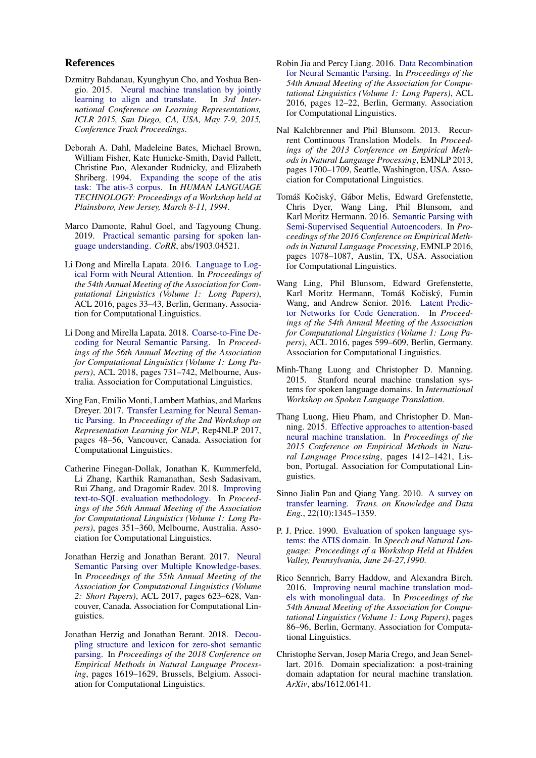## References

Dzmitry Bahdanau, Kyunghyun Cho, and Yoshua Bengio. 2015. Neural machine translation by jointly learning to align and translate. In *3rd International Conference on Learning Representations, ICLR 2015, San Diego, CA, USA, May 7-9, 2015, Conference Track Proceedings*.

Deborah A. Dahl, Madeleine Bates, Michael Brown, William Fisher, Kate Hunicke-Smith, David Pallett, Christine Pao, Alexander Rudnicky, and Elizabeth Shriberg. 1994. Expanding the scope of the atis task: The atis-3 corpus. In *HUMAN LANGUAGE TECHNOLOGY: Proceedings of a Workshop held at Plainsboro, New Jersey, March 8-11, 1994*.

Marco Damonte, Rahul Goel, and Tagyoung Chung. 2019. Practical semantic parsing for spoken language understanding. *CoRR*, abs/1903.04521.

Li Dong and Mirella Lapata. 2016. Language to Logical Form with Neural Attention. In *Proceedings of the 54th Annual Meeting of the Association for Computational Linguistics (Volume 1: Long Papers)*, ACL 2016, pages 33–43, Berlin, Germany. Association for Computational Linguistics.

Li Dong and Mirella Lapata. 2018. Coarse-to-Fine Decoding for Neural Semantic Parsing. In *Proceedings of the 56th Annual Meeting of the Association for Computational Linguistics (Volume 1: Long Papers)*, ACL 2018, pages 731–742, Melbourne, Australia. Association for Computational Linguistics.

Xing Fan, Emilio Monti, Lambert Mathias, and Markus Dreyer. 2017. Transfer Learning for Neural Semantic Parsing. In *Proceedings of the 2nd Workshop on Representation Learning for NLP*, Rep4NLP 2017, pages 48–56, Vancouver, Canada. Association for Computational Linguistics.

Catherine Finegan-Dollak, Jonathan K. Kummerfeld, Li Zhang, Karthik Ramanathan, Sesh Sadasivam, Rui Zhang, and Dragomir Radev. 2018. Improving text-to-SQL evaluation methodology. In *Proceedings of the 56th Annual Meeting of the Association for Computational Linguistics (Volume 1: Long Papers)*, pages 351–360, Melbourne, Australia. Association for Computational Linguistics.

Jonathan Herzig and Jonathan Berant. 2017. Neural Semantic Parsing over Multiple Knowledge-bases. In *Proceedings of the 55th Annual Meeting of the Association for Computational Linguistics (Volume 2: Short Papers)*, ACL 2017, pages 623–628, Vancouver, Canada. Association for Computational Linguistics.

Jonathan Herzig and Jonathan Berant. 2018. Decoupling structure and lexicon for zero-shot semantic parsing. In *Proceedings of the 2018 Conference on Empirical Methods in Natural Language Processing*, pages 1619–1629, Brussels, Belgium. Association for Computational Linguistics.

Robin Jia and Percy Liang. 2016. Data Recombination for Neural Semantic Parsing. In *Proceedings of the 54th Annual Meeting of the Association for Computational Linguistics (Volume 1: Long Papers)*, ACL 2016, pages 12–22, Berlin, Germany. Association for Computational Linguistics.

Nal Kalchbrenner and Phil Blunsom. 2013. Recurrent Continuous Translation Models. In *Proceedings of the 2013 Conference on Empirical Methods in Natural Language Processing*, EMNLP 2013, pages 1700–1709, Seattle, Washington, USA. Association for Computational Linguistics.

Tomáš Kočiský, Gábor Melis, Edward Grefenstette, Chris Dyer, Wang Ling, Phil Blunsom, and Karl Moritz Hermann. 2016. Semantic Parsing with Semi-Supervised Sequential Autoencoders. In *Proceedings of the 2016 Conference on Empirical Methods in Natural Language Processing*, EMNLP 2016, pages 1078–1087, Austin, TX, USA. Association for Computational Linguistics.

Wang Ling, Phil Blunsom, Edward Grefenstette, Karl Moritz Hermann, Tomáš Kočiský, Fumin Wang, and Andrew Senior. 2016. Latent Predictor Networks for Code Generation. In *Proceedings of the 54th Annual Meeting of the Association for Computational Linguistics (Volume 1: Long Papers)*, ACL 2016, pages 599–609, Berlin, Germany. Association for Computational Linguistics.

Minh-Thang Luong and Christopher D. Manning. 2015. Stanford neural machine translation systems for spoken language domains. In *International Workshop on Spoken Language Translation*.

Thang Luong, Hieu Pham, and Christopher D. Manning. 2015. Effective approaches to attention-based neural machine translation. In *Proceedings of the 2015 Conference on Empirical Methods in Natural Language Processing*, pages 1412–1421, Lisbon, Portugal. Association for Computational Linguistics.

Sinno Jialin Pan and Qiang Yang. 2010. A survey on transfer learning. *Trans. on Knowledge and Data Eng.*, 22(10):1345–1359.

P. J. Price. 1990. Evaluation of spoken language systems: the ATIS domain. In *Speech and Natural Language: Proceedings of a Workshop Held at Hidden Valley, Pennsylvania, June 24-27,1990*.

Rico Sennrich, Barry Haddow, and Alexandra Birch. 2016. Improving neural machine translation models with monolingual data. In *Proceedings of the 54th Annual Meeting of the Association for Computational Linguistics (Volume 1: Long Papers)*, pages 86–96, Berlin, Germany. Association for Computational Linguistics.

Christophe Servan, Josep Maria Crego, and Jean Senellart. 2016. Domain specialization: a post-training domain adaptation for neural machine translation. *ArXiv*, abs/1612.06141.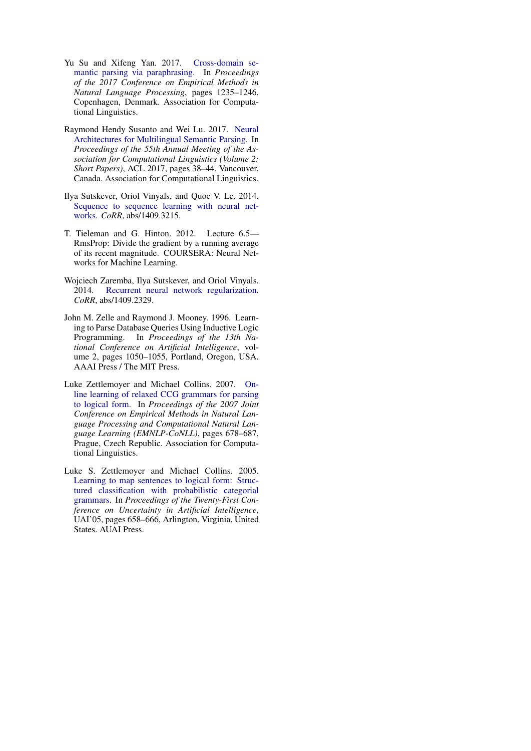Yu Su and Xifeng Yan. 2017. Cross-domain semantic parsing via paraphrasing. In *Proceedings of the 2017 Conference on Empirical Methods in Natural Language Processing*, pages 1235–1246, Copenhagen, Denmark. Association for Computational Linguistics.

Raymond Hendy Susanto and Wei Lu. 2017. Neural Architectures for Multilingual Semantic Parsing. In *Proceedings of the 55th Annual Meeting of the Association for Computational Linguistics (Volume 2: Short Papers)*, ACL 2017, pages 38–44, Vancouver, Canada. Association for Computational Linguistics.

Ilya Sutskever, Oriol Vinyals, and Quoc V. Le. 2014. Sequence to sequence learning with neural networks. *CoRR*, abs/1409.3215.

T. Tieleman and G. Hinton. 2012. Lecture 6.5—RmsProp: Divide the gradient by a running average of its recent magnitude. COURSERA: Neural Networks for Machine Learning.

Wojciech Zaremba, Ilya Sutskever, and Oriol Vinyals. 2014. Recurrent neural network regularization. *CoRR*, abs/1409.2329.

John M. Zelle and Raymond J. Mooney. 1996. Learning to Parse Database Queries Using Inductive Logic Programming. In *Proceedings of the 13th National Conference on Artificial Intelligence*, volume 2, pages 1050–1055, Portland, Oregon, USA. AAAI Press / The MIT Press.

Luke Zettlemoyer and Michael Collins. 2007. Online learning of relaxed CCG grammars for parsing to logical form. In *Proceedings of the 2007 Joint Conference on Empirical Methods in Natural Language Processing and Computational Natural Language Learning (EMNLP-CoNLL)*, pages 678–687, Prague, Czech Republic. Association for Computational Linguistics.

Luke S. Zettlemoyer and Michael Collins. 2005. Learning to map sentences to logical form: Structured classification with probabilistic categorial grammars. In *Proceedings of the Twenty-First Conference on Uncertainty in Artificial Intelligence*, UAI'05, pages 658–666, Arlington, Virginia, United States. AUAI Press.